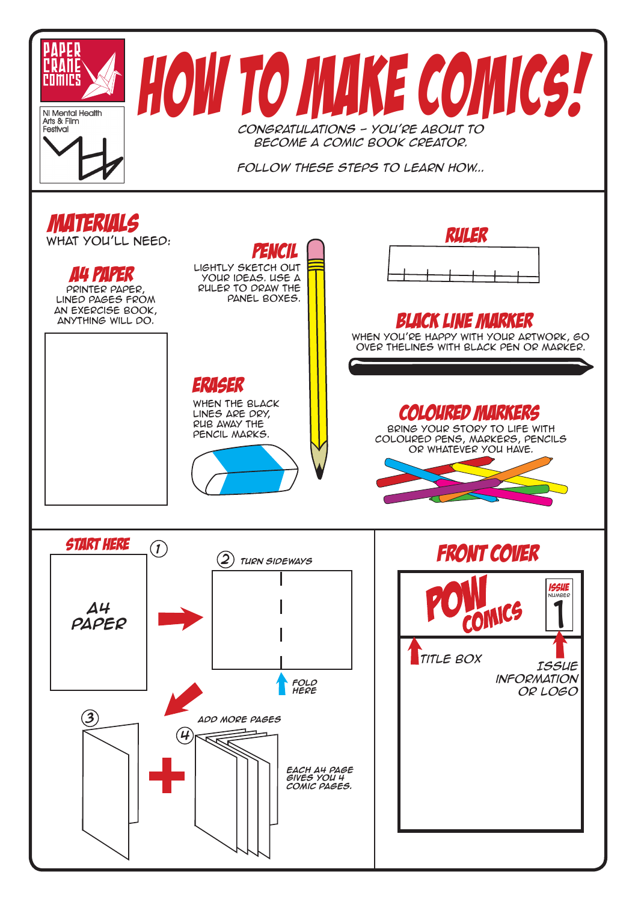PAPER CRANE COMICS

NI Mental Health Arts & Film Festival

# HOW TO MAKE COMICS!

CONGRATULATIONS – YOU'RE ABOUT TO BECOME A COMIC BOOK CREATOR.

FOLLOW THESE STEPS TO LEARN HOW...

## MATERIALS

WHAT YOU'LL NEED:

### A4 PAPER

PRINTER PAPER, LINED PAGES FROM AN EXERCISE BOOK, ANYTHING WILL DO.

### PENCIL

LIGHTLY SKETCH OUT YOUR IDEAS. USE A RULER TO DRAW THE PANEL BOXES.

### ERASER

WHEN THE BLACK LINES ARE DRY, RUB AWAY THE PENCIL MARKS.

### RULER

### BLACK LINE MARKER

WHEN YOU'RE HAPPY WITH YOUR ARTWORK, GO OVER THELINES WITH BLACK PEN OR MARKER.

### COLOURED MARKERS

BRING YOUR STORY TO LIFE WITH COLOURED PENS, MARKERS, PENCILS OR WHATEVER YOU HAVE.

## START HERE

1. A4 PAPER
2. TURN SIDEWAYS — FOLD HERE
3. (folded page)
4. ADD MORE PAGES

EACH A4 PAGE GIVES YOU 4 COMIC PAGES.

## FRONT COVER

POW COMICS — ISSUE NUMBER 1

TITLE BOX

ISSUE INFORMATION OR LOGO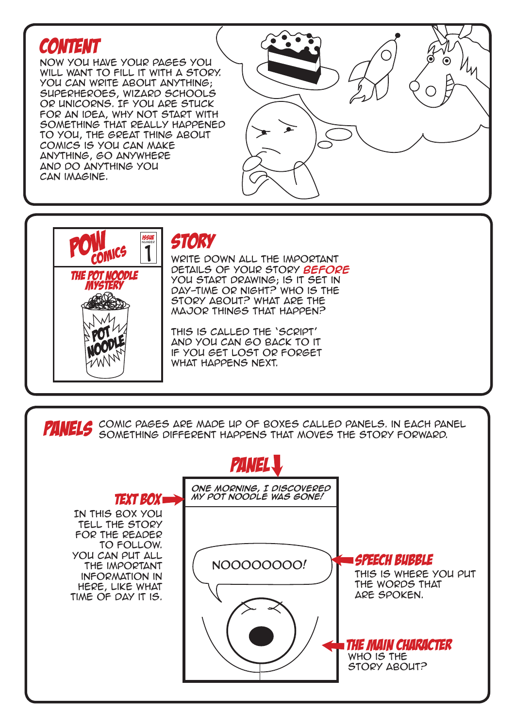## CONTENT

NOW YOU HAVE YOUR PAGES YOU WILL WANT TO FILL IT WITH A STORY. YOU CAN WRITE ABOUT ANYTHING; SUPERHEROES, WIZARD SCHOOLS OR UNICORNS. IF YOU ARE STUCK FOR AN IDEA, WHY NOT START WITH SOMETHING THAT REALLY HAPPENED TO YOU, THE GREAT THING ABOUT COMICS IS YOU CAN MAKE ANYTHING, GO ANYWHERE AND DO ANYTHING YOU CAN IMAGINE.

POW COMICS ISSUE NUMBER 1

THE POT NOODLE MYSTERY

POT NOODLE

## STORY

WRITE DOWN ALL THE IMPORTANT DETAILS OF YOUR STORY *BEFORE* YOU START DRAWING; IS IT SET IN DAY-TIME OR NIGHT? WHO IS THE STORY ABOUT? WHAT ARE THE MAJOR THINGS THAT HAPPEN?

THIS IS CALLED THE 'SCRIPT' AND YOU CAN GO BACK TO IT IF YOU GET LOST OR FORGET WHAT HAPPENS NEXT.

## PANELS

COMIC PAGES ARE MADE UP OF BOXES CALLED PANELS. IN EACH PANEL SOMETHING DIFFERENT HAPPENS THAT MOVES THE STORY FORWARD.

**PANEL**

*ONE MORNING, I DISCOVERED MY POT NOODLE WAS GONE!*

NOOOOOOOO!

**TEXT BOX**

IN THIS BOX YOU TELL THE STORY FOR THE READER TO FOLLOW. YOU CAN PUT ALL THE IMPORTANT INFORMATION IN HERE, LIKE WHAT TIME OF DAY IT IS.

**SPEECH BUBBLE**

THIS IS WHERE YOU PUT THE WORDS THAT ARE SPOKEN.

**THE MAIN CHARACTER**

WHO IS THE STORY ABOUT?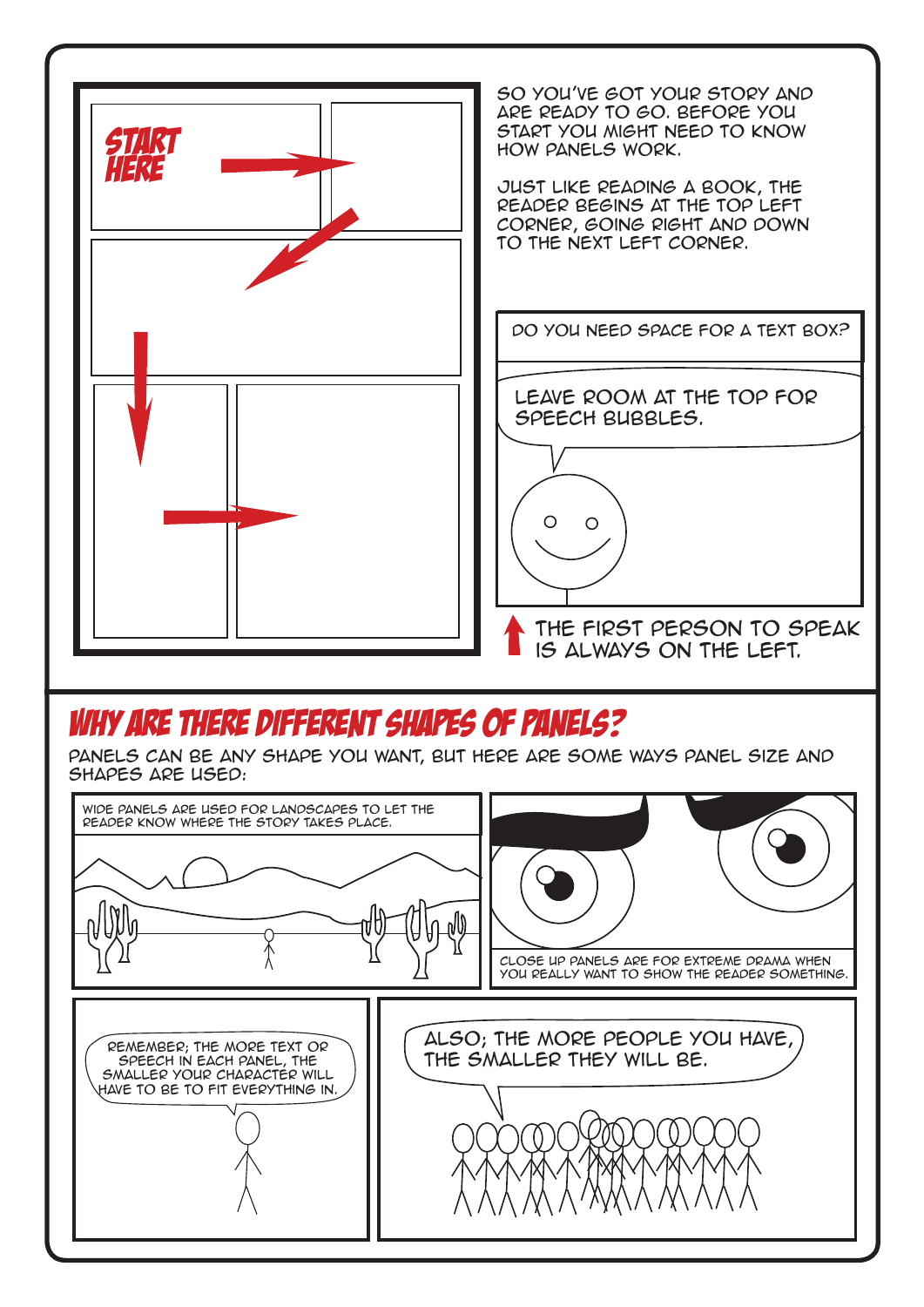START HERE

SO YOU'VE GOT YOUR STORY AND ARE READY TO GO. BEFORE YOU START YOU MIGHT NEED TO KNOW HOW PANELS WORK.

JUST LIKE READING A BOOK, THE READER BEGINS AT THE TOP LEFT CORNER, GOING RIGHT AND DOWN TO THE NEXT LEFT CORNER.

DO YOU NEED SPACE FOR A TEXT BOX?

LEAVE ROOM AT THE TOP FOR SPEECH BUBBLES.

THE FIRST PERSON TO SPEAK IS ALWAYS ON THE LEFT.

## WHY ARE THERE DIFFERENT SHAPES OF PANELS?

PANELS CAN BE ANY SHAPE YOU WANT, BUT HERE ARE SOME WAYS PANEL SIZE AND SHAPES ARE USED:

WIDE PANELS ARE USED FOR LANDSCAPES TO LET THE READER KNOW WHERE THE STORY TAKES PLACE.

CLOSE UP PANELS ARE FOR EXTREME DRAMA WHEN YOU REALLY WANT TO SHOW THE READER SOMETHING.

REMEMBER; THE MORE TEXT OR SPEECH IN EACH PANEL, THE SMALLER YOUR CHARACTER WILL HAVE TO BE TO FIT EVERYTHING IN.

ALSO; THE MORE PEOPLE YOU HAVE, THE SMALLER THEY WILL BE.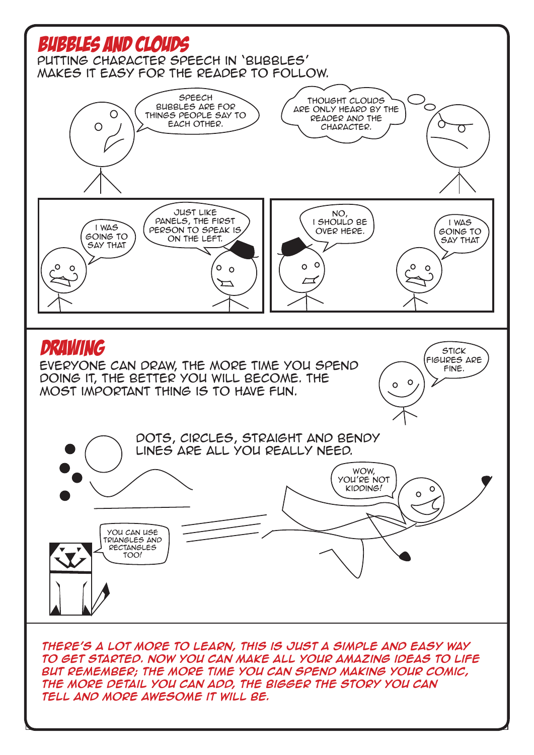## Bubbles and Clouds

PUTTING CHARACTER SPEECH IN 'BUBBLES' MAKES IT EASY FOR THE READER TO FOLLOW.

SPEECH BUBBLES ARE FOR THINGS PEOPLE SAY TO EACH OTHER.

THOUGHT CLOUDS ARE ONLY HEARD BY THE READER AND THE CHARACTER.

I WAS GOING TO SAY THAT

JUST LIKE PANELS, THE FIRST PERSON TO SPEAK IS ON THE LEFT.

NO, I SHOULD BE OVER HERE.

I WAS GOING TO SAY THAT

## Drawing

EVERYONE CAN DRAW, THE MORE TIME YOU SPEND DOING IT, THE BETTER YOU WILL BECOME. THE MOST IMPORTANT THING IS TO HAVE FUN.

STICK FIGURES ARE FINE.

DOTS, CIRCLES, STRAIGHT AND BENDY LINES ARE ALL YOU REALLY NEED.

WOW, YOU'RE NOT KIDDING!

YOU CAN USE TRIANGLES AND RECTANGLES TOO!

*THERE'S A LOT MORE TO LEARN, THIS IS JUST A SIMPLE AND EASY WAY TO GET STARTED. NOW YOU CAN MAKE ALL YOUR AMAZING IDEAS TO LIFE BUT REMEMBER; THE MORE TIME YOU CAN SPEND MAKING YOUR COMIC, THE MORE DETAIL YOU CAN ADD, THE BIGGER THE STORY YOU CAN TELL AND MORE AWESOME IT WILL BE.*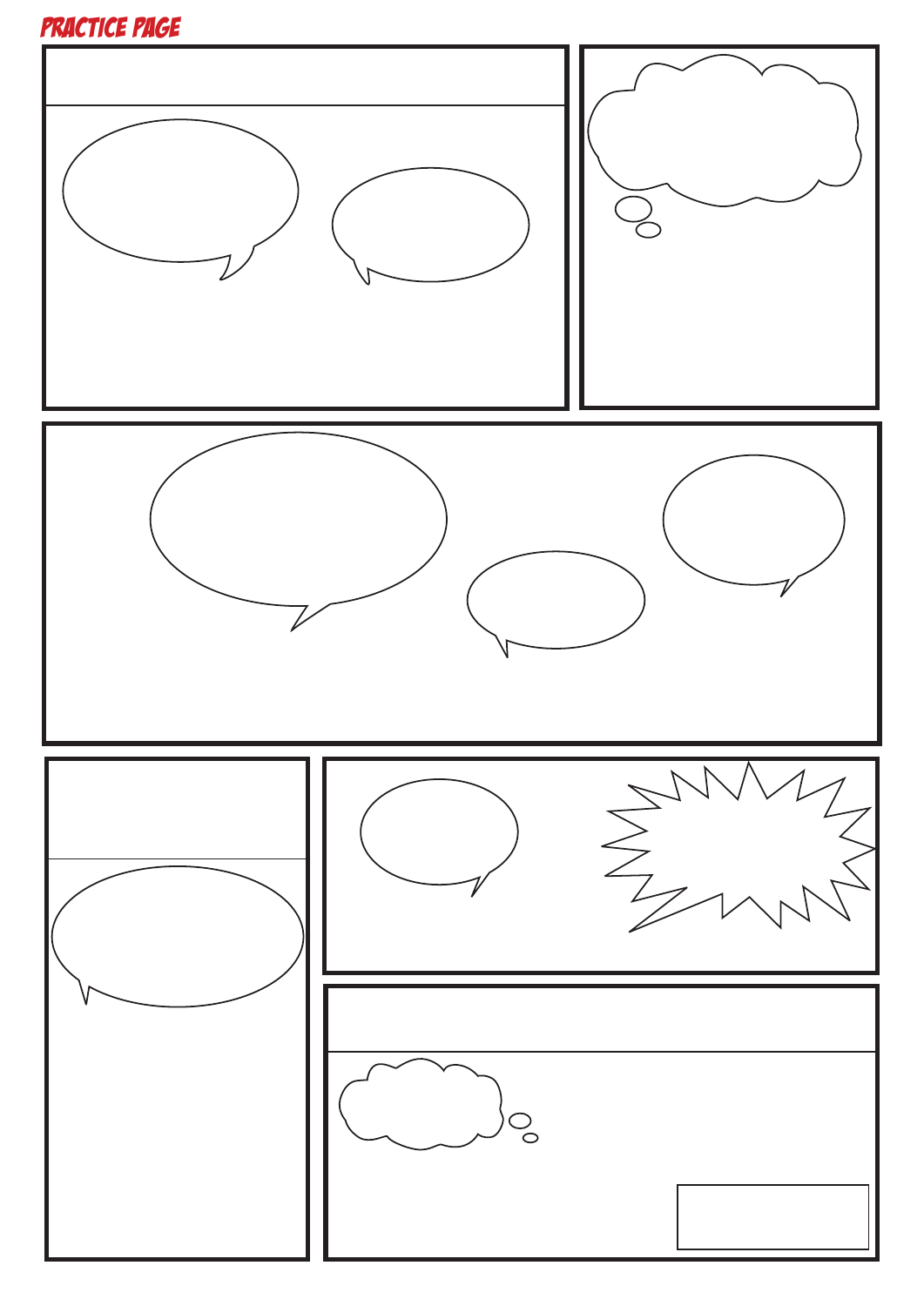# PRACTICE PAGE